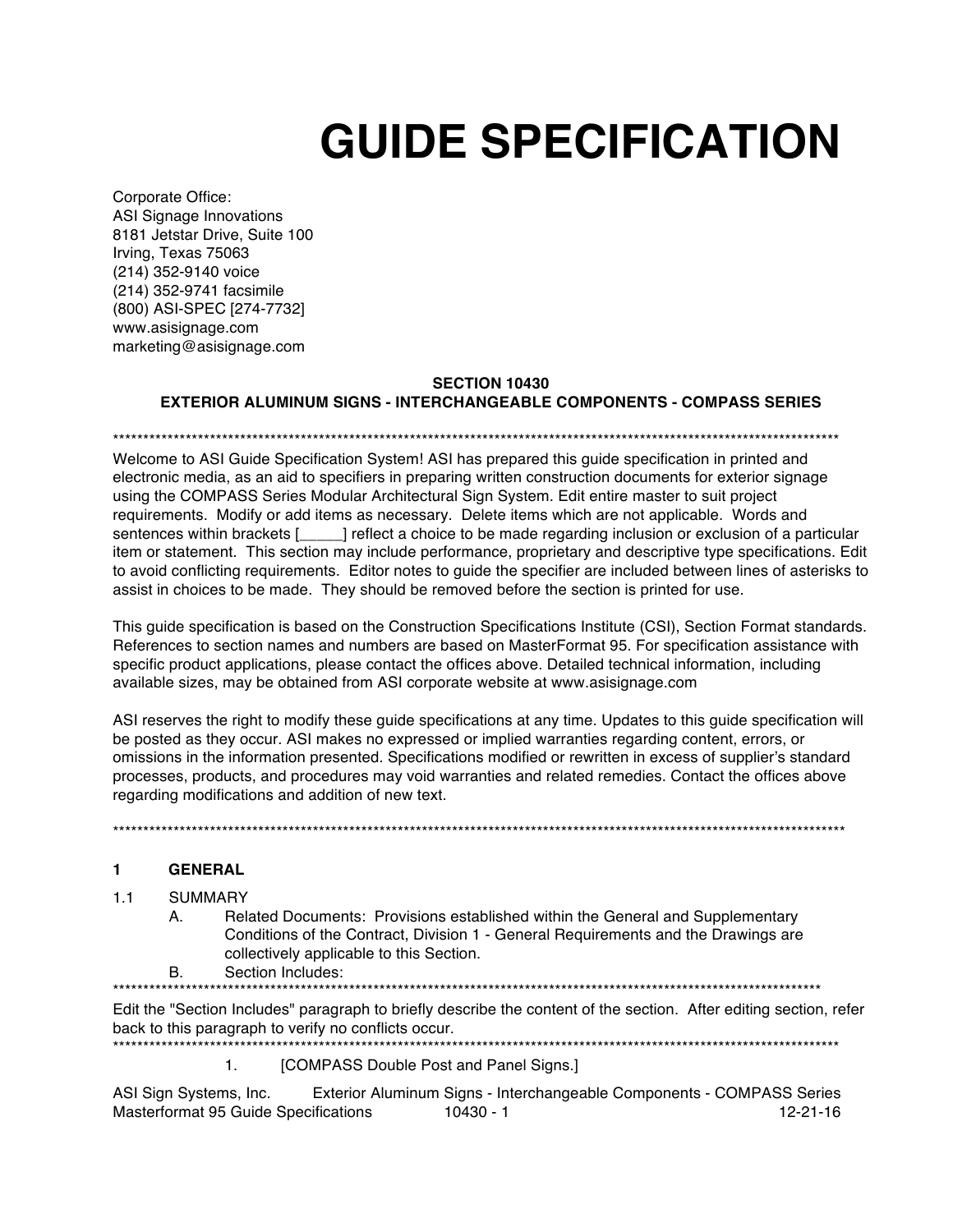# GUIDE SPECIFICATION

Corporate Office:
ASI Signage Innovations
8181 Jetstar Drive, Suite 100
Irving, Texas 75063
(214) 352-9140 voice
(214) 352-9741 facsimile
(800) ASI-SPEC [274-7732]
www.asisignage.com
marketing@asisignage.com

**SECTION 10430**
**EXTERIOR ALUMINUM SIGNS - INTERCHANGEABLE COMPONENTS - COMPASS SERIES**

******************************************************************************************************************************

Welcome to ASI Guide Specification System! ASI has prepared this guide specification in printed and electronic media, as an aid to specifiers in preparing written construction documents for exterior signage using the COMPASS Series Modular Architectural Sign System. Edit entire master to suit project requirements. Modify or add items as necessary. Delete items which are not applicable. Words and sentences within brackets [_____] reflect a choice to be made regarding inclusion or exclusion of a particular item or statement. This section may include performance, proprietary and descriptive type specifications. Edit to avoid conflicting requirements. Editor notes to guide the specifier are included between lines of asterisks to assist in choices to be made. They should be removed before the section is printed for use.

This guide specification is based on the Construction Specifications Institute (CSI), Section Format standards. References to section names and numbers are based on MasterFormat 95. For specification assistance with specific product applications, please contact the offices above. Detailed technical information, including available sizes, may be obtained from ASI corporate website at www.asisignage.com

ASI reserves the right to modify these guide specifications at any time. Updates to this guide specification will be posted as they occur. ASI makes no expressed or implied warranties regarding content, errors, or omissions in the information presented. Specifications modified or rewritten in excess of supplier's standard processes, products, and procedures may void warranties and related remedies. Contact the offices above regarding modifications and addition of new text.

******************************************************************************************************************************

## 1 GENERAL

1.1 SUMMARY

A. Related Documents: Provisions established within the General and Supplementary Conditions of the Contract, Division 1 - General Requirements and the Drawings are collectively applicable to this Section.

B. Section Includes:

******************************************************************************************************************************

Edit the "Section Includes" paragraph to briefly describe the content of the section. After editing section, refer back to this paragraph to verify no conflicts occur.

******************************************************************************************************************************

1. [COMPASS Double Post and Panel Signs.]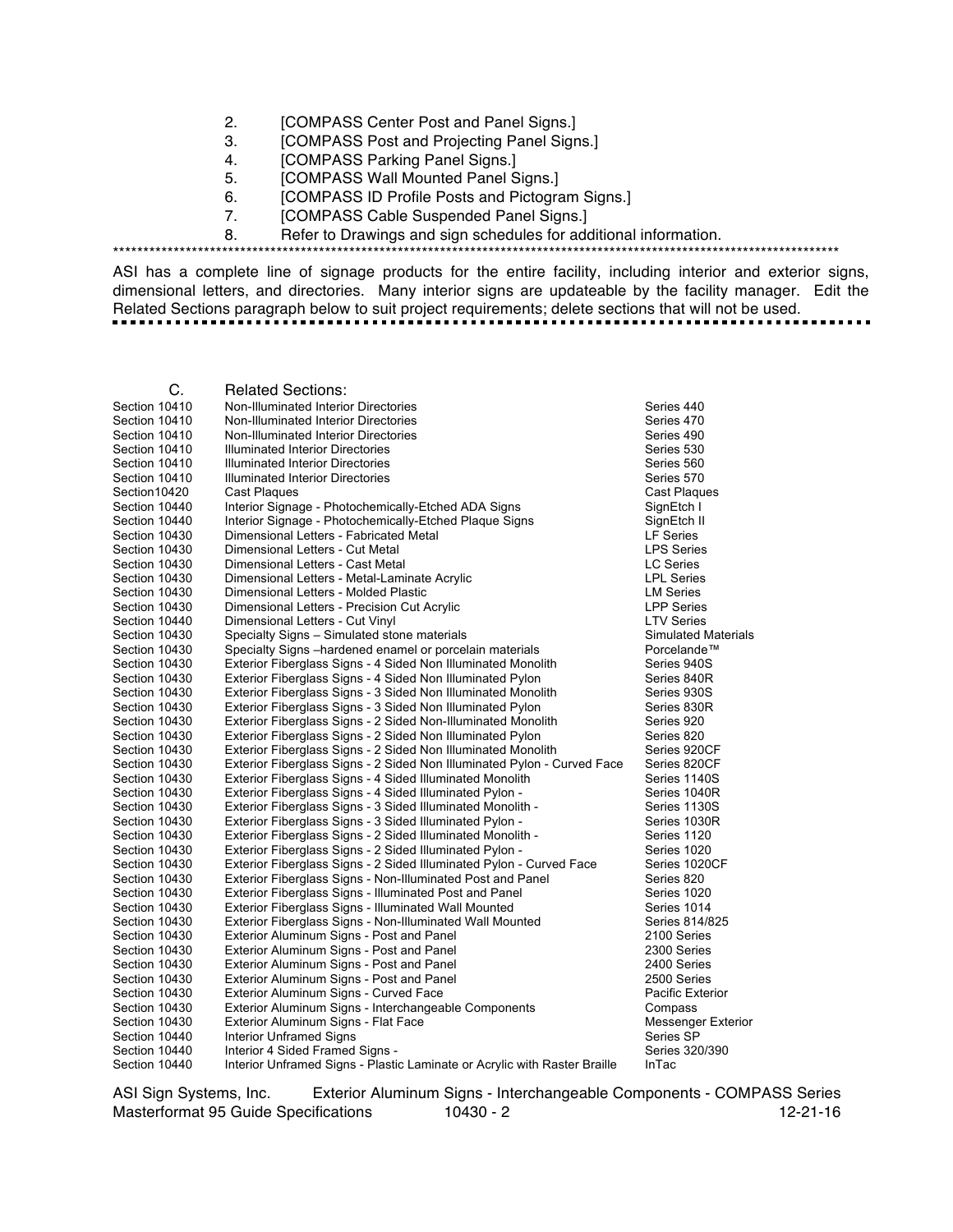2. [COMPASS Center Post and Panel Signs.]
3. [COMPASS Post and Projecting Panel Signs.]
4. [COMPASS Parking Panel Signs.]
5. [COMPASS Wall Mounted Panel Signs.]
6. [COMPASS ID Profile Posts and Pictogram Signs.]
7. [COMPASS Cable Suspended Panel Signs.]
8. Refer to Drawings and sign schedules for additional information.

**************************************************************************************************************************

ASI has a complete line of signage products for the entire facility, including interior and exterior signs, dimensional letters, and directories. Many interior signs are updateable by the facility manager. Edit the Related Sections paragraph below to suit project requirements; delete sections that will not be used.

C. Related Sections:

| | | |
|---|---|---|
| Section 10410 | Non-Illuminated Interior Directories | Series 440 |
| Section 10410 | Non-Illuminated Interior Directories | Series 470 |
| Section 10410 | Non-Illuminated Interior Directories | Series 490 |
| Section 10410 | Illuminated Interior Directories | Series 530 |
| Section 10410 | Illuminated Interior Directories | Series 560 |
| Section 10410 | Illuminated Interior Directories | Series 570 |
| Section10420 | Cast Plaques | Cast Plaques |
| Section 10440 | Interior Signage - Photochemically-Etched ADA Signs | SignEtch I |
| Section 10440 | Interior Signage - Photochemically-Etched Plaque Signs | SignEtch II |
| Section 10430 | Dimensional Letters - Fabricated Metal | LF Series |
| Section 10430 | Dimensional Letters - Cut Metal | LPS Series |
| Section 10430 | Dimensional Letters - Cast Metal | LC Series |
| Section 10430 | Dimensional Letters - Metal-Laminate Acrylic | LPL Series |
| Section 10430 | Dimensional Letters - Molded Plastic | LM Series |
| Section 10430 | Dimensional Letters - Precision Cut Acrylic | LPP Series |
| Section 10440 | Dimensional Letters - Cut Vinyl | LTV Series |
| Section 10430 | Specialty Signs – Simulated stone materials | Simulated Materials |
| Section 10430 | Specialty Signs –hardened enamel or porcelain materials | Porcelande™ |
| Section 10430 | Exterior Fiberglass Signs - 4 Sided Non Illuminated Monolith | Series 940S |
| Section 10430 | Exterior Fiberglass Signs - 4 Sided Non Illuminated Pylon | Series 840R |
| Section 10430 | Exterior Fiberglass Signs - 3 Sided Non Illuminated Monolith | Series 930S |
| Section 10430 | Exterior Fiberglass Signs - 3 Sided Non Illuminated Pylon | Series 830R |
| Section 10430 | Exterior Fiberglass Signs - 2 Sided Non-Illuminated Monolith | Series 920 |
| Section 10430 | Exterior Fiberglass Signs - 2 Sided Non Illuminated Pylon | Series 820 |
| Section 10430 | Exterior Fiberglass Signs - 2 Sided Non Illuminated Monolith | Series 920CF |
| Section 10430 | Exterior Fiberglass Signs - 2 Sided Non Illuminated Pylon - Curved Face | Series 820CF |
| Section 10430 | Exterior Fiberglass Signs - 4 Sided Illuminated Monolith | Series 1140S |
| Section 10430 | Exterior Fiberglass Signs - 4 Sided Illuminated Pylon - | Series 1040R |
| Section 10430 | Exterior Fiberglass Signs - 3 Sided Illuminated Monolith - | Series 1130S |
| Section 10430 | Exterior Fiberglass Signs - 3 Sided Illuminated Pylon - | Series 1030R |
| Section 10430 | Exterior Fiberglass Signs - 2 Sided Illuminated Monolith - | Series 1120 |
| Section 10430 | Exterior Fiberglass Signs - 2 Sided Illuminated Pylon - | Series 1020 |
| Section 10430 | Exterior Fiberglass Signs - 2 Sided Illuminated Pylon - Curved Face | Series 1020CF |
| Section 10430 | Exterior Fiberglass Signs - Non-Illuminated Post and Panel | Series 820 |
| Section 10430 | Exterior Fiberglass Signs - Illuminated Post and Panel | Series 1020 |
| Section 10430 | Exterior Fiberglass Signs - Illuminated Wall Mounted | Series 1014 |
| Section 10430 | Exterior Fiberglass Signs - Non-Illuminated Wall Mounted | Series 814/825 |
| Section 10430 | Exterior Aluminum Signs - Post and Panel | 2100 Series |
| Section 10430 | Exterior Aluminum Signs - Post and Panel | 2300 Series |
| Section 10430 | Exterior Aluminum Signs - Post and Panel | 2400 Series |
| Section 10430 | Exterior Aluminum Signs - Post and Panel | 2500 Series |
| Section 10430 | Exterior Aluminum Signs - Curved Face | Pacific Exterior |
| Section 10430 | Exterior Aluminum Signs - Interchangeable Components | Compass |
| Section 10430 | Exterior Aluminum Signs - Flat Face | Messenger Exterior |
| Section 10440 | Interior Unframed Signs | Series SP |
| Section 10440 | Interior 4 Sided Framed Signs - | Series 320/390 |
| Section 10440 | Interior Unframed Signs - Plastic Laminate or Acrylic with Raster Braille | InTac |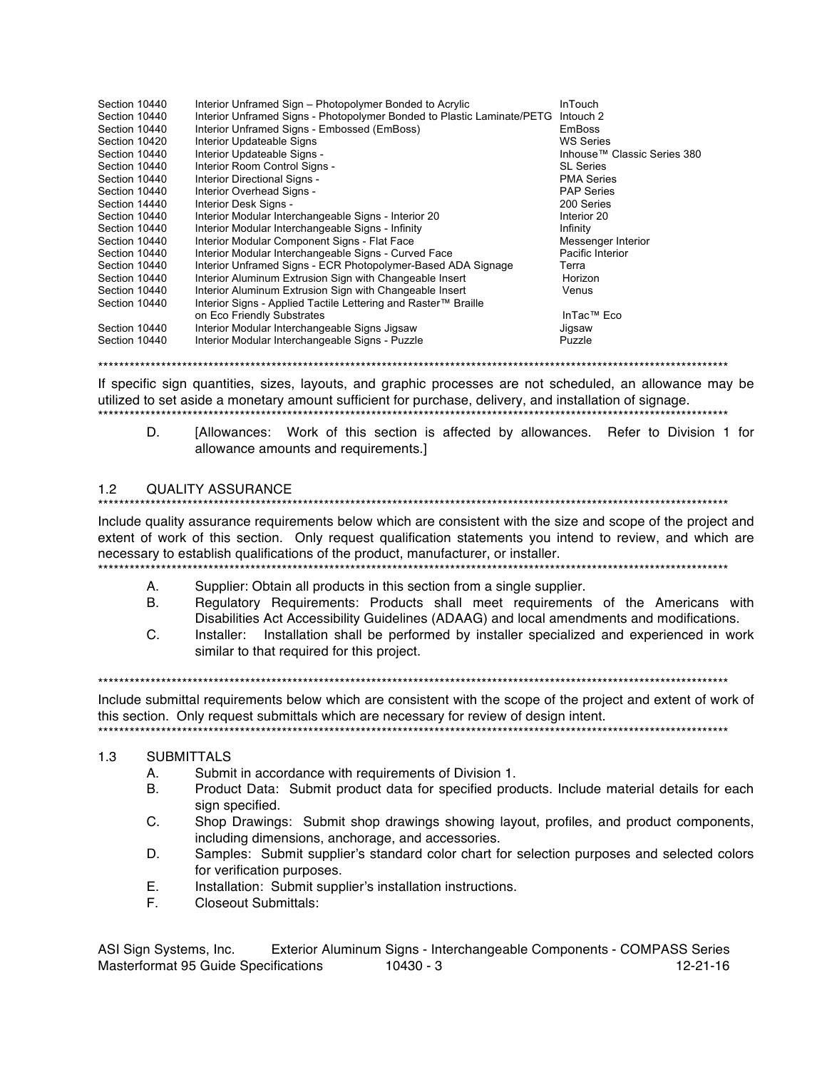| | | |
|---|---|---|
| Section 10440 | Interior Unframed Sign – Photopolymer Bonded to Acrylic | InTouch |
| Section 10440 | Interior Unframed Signs - Photopolymer Bonded to Plastic Laminate/PETG | Intouch 2 |
| Section 10440 | Interior Unframed Signs - Embossed (EmBoss) | EmBoss |
| Section 10420 | Interior Updateable Signs | WS Series |
| Section 10440 | Interior Updateable Signs - | Inhouse™ Classic Series 380 |
| Section 10440 | Interior Room Control Signs - | SL Series |
| Section 10440 | Interior Directional Signs - | PMA Series |
| Section 10440 | Interior Overhead Signs - | PAP Series |
| Section 14440 | Interior Desk Signs - | 200 Series |
| Section 10440 | Interior Modular Interchangeable Signs - Interior 20 | Interior 20 |
| Section 10440 | Interior Modular Interchangeable Signs - Infinity | Infinity |
| Section 10440 | Interior Modular Component Signs - Flat Face | Messenger Interior |
| Section 10440 | Interior Modular Interchangeable Signs - Curved Face | Pacific Interior |
| Section 10440 | Interior Unframed Signs - ECR Photopolymer-Based ADA Signage | Terra |
| Section 10440 | Interior Aluminum Extrusion Sign with Changeable Insert | Horizon |
| Section 10440 | Interior Aluminum Extrusion Sign with Changeable Insert | Venus |
| Section 10440 | Interior Signs - Applied Tactile Lettering and Raster™ Braille on Eco Friendly Substrates | InTac™ Eco |
| Section 10440 | Interior Modular Interchangeable Signs Jigsaw | Jigsaw |
| Section 10440 | Interior Modular Interchangeable Signs - Puzzle | Puzzle |

**************************************************************************************************************************

If specific sign quantities, sizes, layouts, and graphic processes are not scheduled, an allowance may be utilized to set aside a monetary amount sufficient for purchase, delivery, and installation of signage.

**************************************************************************************************************************

D. [Allowances: Work of this section is affected by allowances. Refer to Division 1 for allowance amounts and requirements.]

## 1.2 QUALITY ASSURANCE

**************************************************************************************************************************

Include quality assurance requirements below which are consistent with the size and scope of the project and extent of work of this section. Only request qualification statements you intend to review, and which are necessary to establish qualifications of the product, manufacturer, or installer.

**************************************************************************************************************************

A. Supplier: Obtain all products in this section from a single supplier.

B. Regulatory Requirements: Products shall meet requirements of the Americans with Disabilities Act Accessibility Guidelines (ADAAG) and local amendments and modifications.

C. Installer: Installation shall be performed by installer specialized and experienced in work similar to that required for this project.

**************************************************************************************************************************

Include submittal requirements below which are consistent with the scope of the project and extent of work of this section. Only request submittals which are necessary for review of design intent.

**************************************************************************************************************************

## 1.3 SUBMITTALS

A. Submit in accordance with requirements of Division 1.

B. Product Data: Submit product data for specified products. Include material details for each sign specified.

C. Shop Drawings: Submit shop drawings showing layout, profiles, and product components, including dimensions, anchorage, and accessories.

D. Samples: Submit supplier's standard color chart for selection purposes and selected colors for verification purposes.

E. Installation: Submit supplier's installation instructions.

F. Closeout Submittals: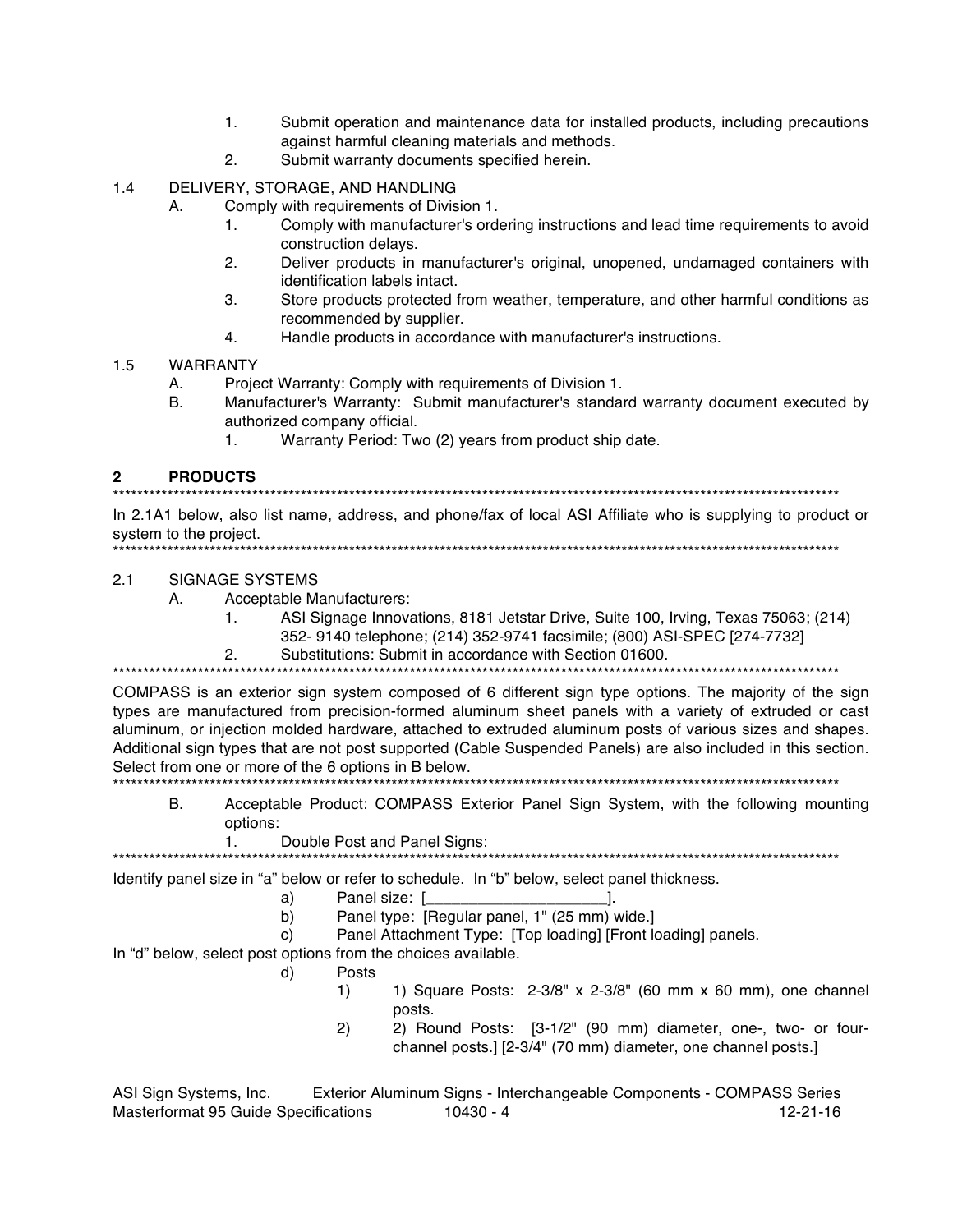1. Submit operation and maintenance data for installed products, including precautions against harmful cleaning materials and methods.
2. Submit warranty documents specified herein.

1.4 DELIVERY, STORAGE, AND HANDLING

A. Comply with requirements of Division 1.
   1. Comply with manufacturer's ordering instructions and lead time requirements to avoid construction delays.
   2. Deliver products in manufacturer's original, unopened, undamaged containers with identification labels intact.
   3. Store products protected from weather, temperature, and other harmful conditions as recommended by supplier.
   4. Handle products in accordance with manufacturer's instructions.

1.5 WARRANTY

A. Project Warranty: Comply with requirements of Division 1.

B. Manufacturer's Warranty: Submit manufacturer's standard warranty document executed by authorized company official.
   1. Warranty Period: Two (2) years from product ship date.

## 2 PRODUCTS

*************************************************************************************************************************

In 2.1A1 below, also list name, address, and phone/fax of local ASI Affiliate who is supplying to product or system to the project.

*************************************************************************************************************************

2.1 SIGNAGE SYSTEMS

A. Acceptable Manufacturers:
   1. ASI Signage Innovations, 8181 Jetstar Drive, Suite 100, Irving, Texas 75063; (214) 352- 9140 telephone; (214) 352-9741 facsimile; (800) ASI-SPEC [274-7732]
   2. Substitutions: Submit in accordance with Section 01600.

*************************************************************************************************************************

COMPASS is an exterior sign system composed of 6 different sign type options. The majority of the sign types are manufactured from precision-formed aluminum sheet panels with a variety of extruded or cast aluminum, or injection molded hardware, attached to extruded aluminum posts of various sizes and shapes. Additional sign types that are not post supported (Cable Suspended Panels) are also included in this section. Select from one or more of the 6 options in B below.

*************************************************************************************************************************

B. Acceptable Product: COMPASS Exterior Panel Sign System, with the following mounting options:
   1. Double Post and Panel Signs:

*************************************************************************************************************************

Identify panel size in "a" below or refer to schedule. In "b" below, select panel thickness.

a) Panel size: [_____________________].

b) Panel type: [Regular panel, 1" (25 mm) wide.]

c) Panel Attachment Type: [Top loading] [Front loading] panels.

In "d" below, select post options from the choices available.

d) Posts
   1) 1) Square Posts: 2-3/8" x 2-3/8" (60 mm x 60 mm), one channel posts.
   2) 2) Round Posts: [3-1/2" (90 mm) diameter, one-, two- or four-channel posts.] [2-3/4" (70 mm) diameter, one channel posts.]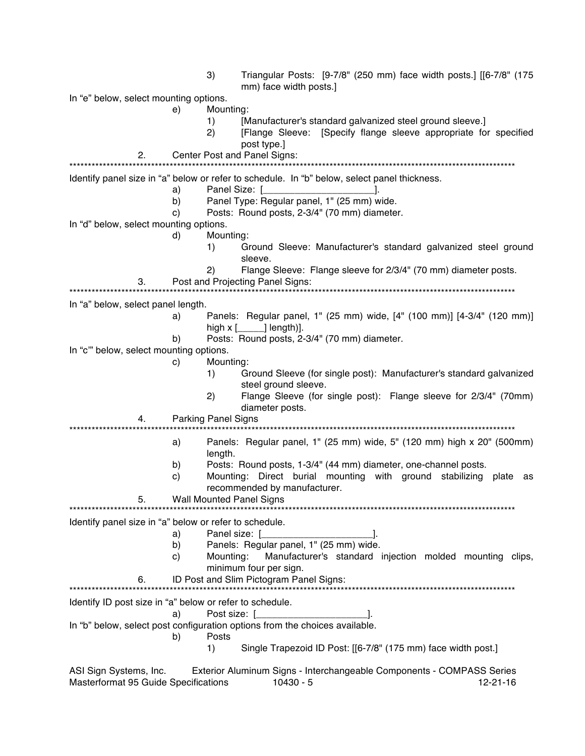3) Triangular Posts: [9-7/8" (250 mm) face width posts.] [[6-7/8" (175 mm) face width posts.]

In "e" below, select mounting options.

e) Mounting:
   1) [Manufacturer's standard galvanized steel ground sleeve.]
   2) [Flange Sleeve: [Specify flange sleeve appropriate for specified post type.]

2. Center Post and Panel Signs:

*******************************************************************************************************************

Identify panel size in "a" below or refer to schedule. In "b" below, select panel thickness.

a) Panel Size: [____________________].
b) Panel Type: Regular panel, 1" (25 mm) wide.
c) Posts: Round posts, 2-3/4" (70 mm) diameter.

In "d" below, select mounting options.

d) Mounting:
   1) Ground Sleeve: Manufacturer's standard galvanized steel ground sleeve.
   2) Flange Sleeve: Flange sleeve for 2/3/4" (70 mm) diameter posts.

3. Post and Projecting Panel Signs:

*******************************************************************************************************************

In "a" below, select panel length.

a) Panels: Regular panel, 1" (25 mm) wide, [4" (100 mm)] [4-3/4" (120 mm)] high x [_____] length)].
b) Posts: Round posts, 2-3/4" (70 mm) diameter.

In "c"' below, select mounting options.

c) Mounting:
   1) Ground Sleeve (for single post): Manufacturer's standard galvanized steel ground sleeve.
   2) Flange Sleeve (for single post): Flange sleeve for 2/3/4" (70mm) diameter posts.

4. Parking Panel Signs

*******************************************************************************************************************

a) Panels: Regular panel, 1" (25 mm) wide, 5" (120 mm) high x 20" (500mm) length.
b) Posts: Round posts, 1-3/4" (44 mm) diameter, one-channel posts.
c) Mounting: Direct burial mounting with ground stabilizing plate as recommended by manufacturer.

5. Wall Mounted Panel Signs

*******************************************************************************************************************

Identify panel size in "a" below or refer to schedule.

a) Panel size: [____________________].
b) Panels: Regular panel, 1" (25 mm) wide.
c) Mounting: Manufacturer's standard injection molded mounting clips, minimum four per sign.

6. ID Post and Slim Pictogram Panel Signs:

*******************************************************************************************************************

Identify ID post size in "a" below or refer to schedule.

a) Post size: [____________________].

In "b" below, select post configuration options from the choices available.

b) Posts
   1) Single Trapezoid ID Post: [[6-7/8" (175 mm) face width post.]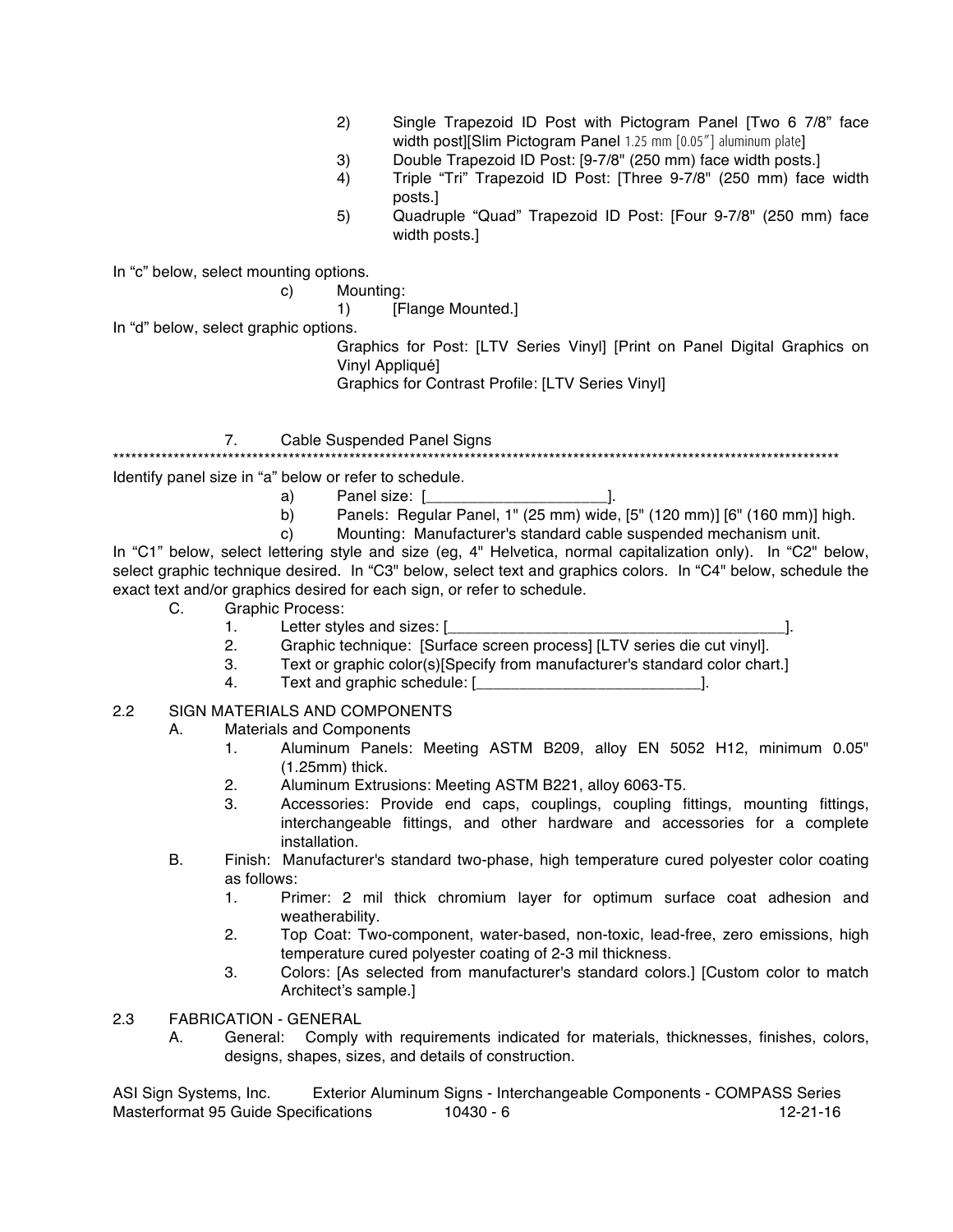2) Single Trapezoid ID Post with Pictogram Panel [Two 6 7/8" face width post][Slim Pictogram Panel 1.25 mm [0.05"] aluminum plate]

3) Double Trapezoid ID Post: [9-7/8" (250 mm) face width posts.]

4) Triple "Tri" Trapezoid ID Post: [Three 9-7/8" (250 mm) face width posts.]

5) Quadruple "Quad" Trapezoid ID Post: [Four 9-7/8" (250 mm) face width posts.]

In "c" below, select mounting options.

c) Mounting:

1) [Flange Mounted.]

In "d" below, select graphic options.

Graphics for Post: [LTV Series Vinyl] [Print on Panel Digital Graphics on Vinyl Appliqué]

Graphics for Contrast Profile: [LTV Series Vinyl]

7. Cable Suspended Panel Signs

************************************************************************************************************************

Identify panel size in "a" below or refer to schedule.

a) Panel size: [_____________________].

b) Panels: Regular Panel, 1" (25 mm) wide, [5" (120 mm)] [6" (160 mm)] high.

c) Mounting: Manufacturer's standard cable suspended mechanism unit.

In "C1" below, select lettering style and size (eg, 4" Helvetica, normal capitalization only). In "C2" below, select graphic technique desired. In "C3" below, select text and graphics colors. In "C4" below, schedule the exact text and/or graphics desired for each sign, or refer to schedule.

C. Graphic Process:

1. Letter styles and sizes: [_________________________________________].
2. Graphic technique: [Surface screen process] [LTV series die cut vinyl].
3. Text or graphic color(s)[Specify from manufacturer's standard color chart.]
4. Text and graphic schedule: [___________________________].

2.2 SIGN MATERIALS AND COMPONENTS

A. Materials and Components

1. Aluminum Panels: Meeting ASTM B209, alloy EN 5052 H12, minimum 0.05" (1.25mm) thick.
2. Aluminum Extrusions: Meeting ASTM B221, alloy 6063-T5.
3. Accessories: Provide end caps, couplings, coupling fittings, mounting fittings, interchangeable fittings, and other hardware and accessories for a complete installation.

B. Finish: Manufacturer's standard two-phase, high temperature cured polyester color coating as follows:

1. Primer: 2 mil thick chromium layer for optimum surface coat adhesion and weatherability.
2. Top Coat: Two-component, water-based, non-toxic, lead-free, zero emissions, high temperature cured polyester coating of 2-3 mil thickness.
3. Colors: [As selected from manufacturer's standard colors.] [Custom color to match Architect's sample.]

2.3 FABRICATION - GENERAL

A. General: Comply with requirements indicated for materials, thicknesses, finishes, colors, designs, shapes, sizes, and details of construction.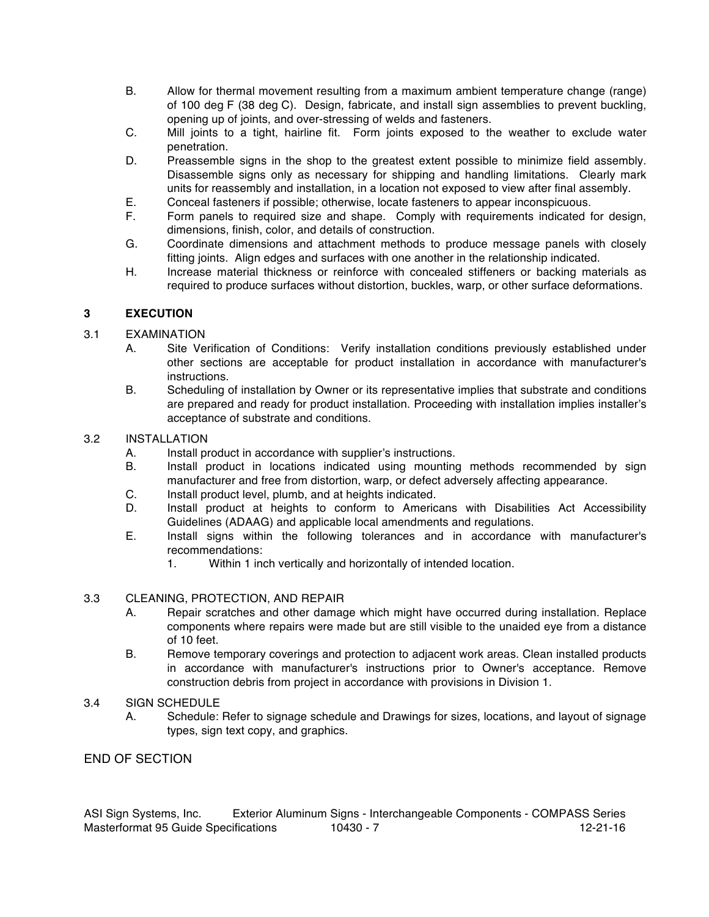B. Allow for thermal movement resulting from a maximum ambient temperature change (range) of 100 deg F (38 deg C). Design, fabricate, and install sign assemblies to prevent buckling, opening up of joints, and over-stressing of welds and fasteners.

C. Mill joints to a tight, hairline fit. Form joints exposed to the weather to exclude water penetration.

D. Preassemble signs in the shop to the greatest extent possible to minimize field assembly. Disassemble signs only as necessary for shipping and handling limitations. Clearly mark units for reassembly and installation, in a location not exposed to view after final assembly.

E. Conceal fasteners if possible; otherwise, locate fasteners to appear inconspicuous.

F. Form panels to required size and shape. Comply with requirements indicated for design, dimensions, finish, color, and details of construction.

G. Coordinate dimensions and attachment methods to produce message panels with closely fitting joints. Align edges and surfaces with one another in the relationship indicated.

H. Increase material thickness or reinforce with concealed stiffeners or backing materials as required to produce surfaces without distortion, buckles, warp, or other surface deformations.

## 3 EXECUTION

### 3.1 EXAMINATION

A. Site Verification of Conditions: Verify installation conditions previously established under other sections are acceptable for product installation in accordance with manufacturer's instructions.

B. Scheduling of installation by Owner or its representative implies that substrate and conditions are prepared and ready for product installation. Proceeding with installation implies installer's acceptance of substrate and conditions.

### 3.2 INSTALLATION

A. Install product in accordance with supplier's instructions.

B. Install product in locations indicated using mounting methods recommended by sign manufacturer and free from distortion, warp, or defect adversely affecting appearance.

C. Install product level, plumb, and at heights indicated.

D. Install product at heights to conform to Americans with Disabilities Act Accessibility Guidelines (ADAAG) and applicable local amendments and regulations.

E. Install signs within the following tolerances and in accordance with manufacturer's recommendations:

1. Within 1 inch vertically and horizontally of intended location.

### 3.3 CLEANING, PROTECTION, AND REPAIR

A. Repair scratches and other damage which might have occurred during installation. Replace components where repairs were made but are still visible to the unaided eye from a distance of 10 feet.

B. Remove temporary coverings and protection to adjacent work areas. Clean installed products in accordance with manufacturer's instructions prior to Owner's acceptance. Remove construction debris from project in accordance with provisions in Division 1.

### 3.4 SIGN SCHEDULE

A. Schedule: Refer to signage schedule and Drawings for sizes, locations, and layout of signage types, sign text copy, and graphics.

END OF SECTION